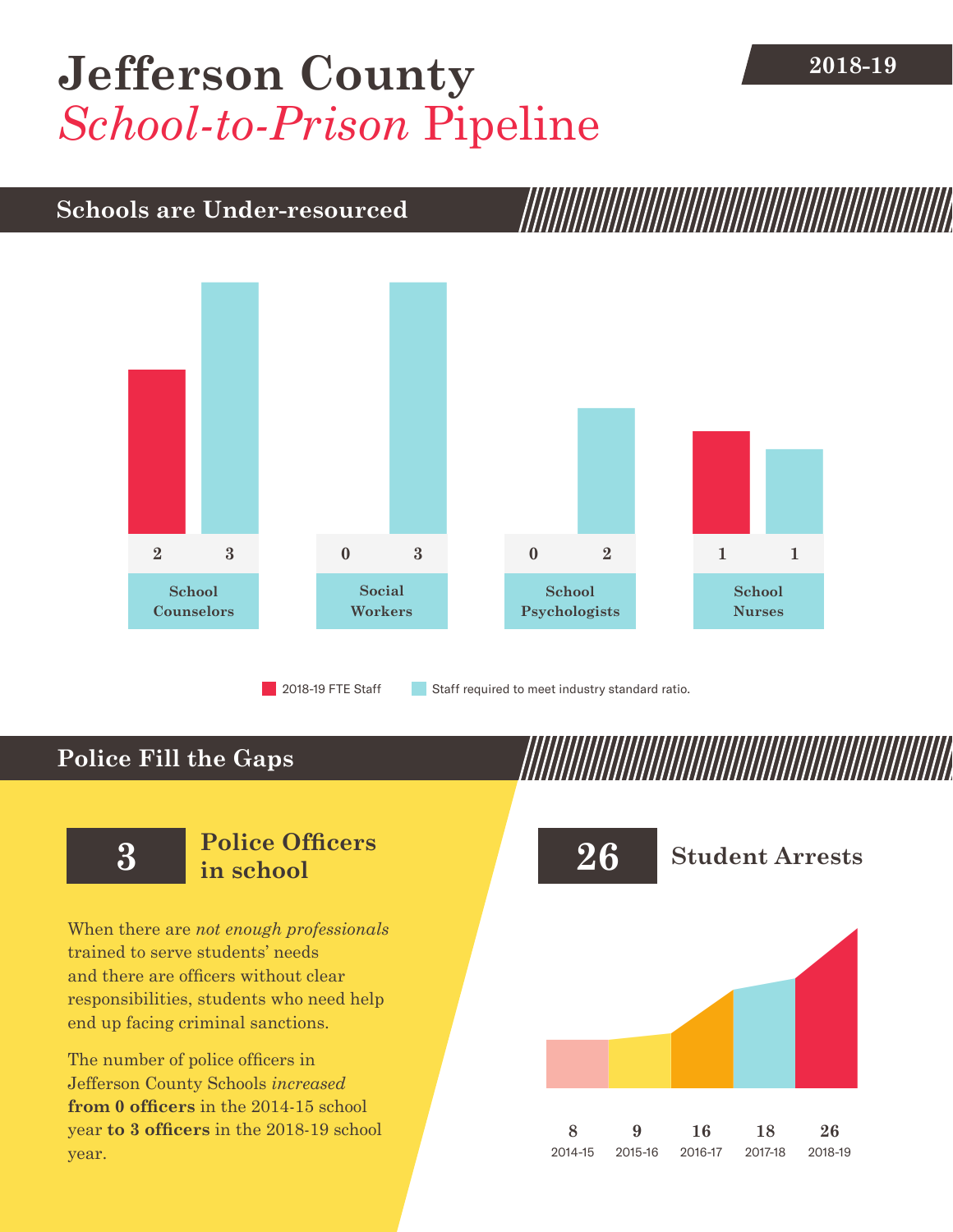# Jefferson County *School-to-Prison* Pipeline

**2018-19**

## Schools are Under-resourced

| | 2018-19 FTE Staff | Staff required to meet industry standard ratio. |
|---|---|---|
| School Counselors | 2 | 3 |
| Social Workers | 0 | 3 |
| School Psychologists | 0 | 2 |
| School Nurses | 1 | 1 |

## Police Fill the Gaps

**3** **Police Officers in school**

When there are *not enough professionals* trained to serve students' needs and there are officers without clear responsibilities, students who need help end up facing criminal sanctions.

The number of police officers in Jefferson County Schools *increased* **from 0 officers** in the 2014-15 school year **to 3 officers** in the 2018-19 school year.

**26** **Student Arrests**

| 2014-15 | 2015-16 | 2016-17 | 2017-18 | 2018-19 |
|---|---|---|---|---|
| 8 | 9 | 16 | 18 | 26 |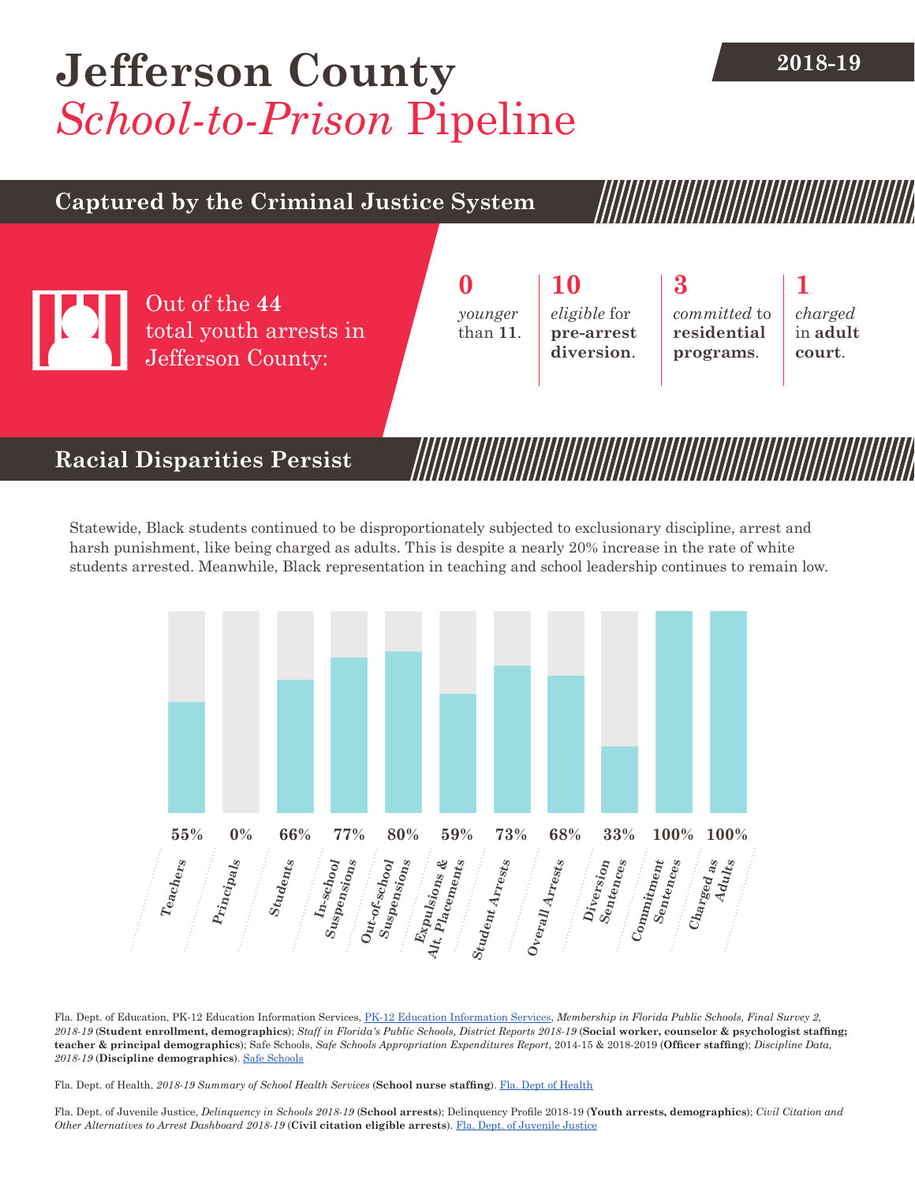# Jefferson County *School-to-Prison* Pipeline

2018-19

## Captured by the Criminal Justice System

Out of the **44** total youth arrests in Jefferson County:

**0** *younger* than **11**.

**10** *eligible* for **pre-arrest diversion**.

**3** *committed* to **residential programs**.

**1** *charged* in **adult court**.

## Racial Disparities Persist

Statewide, Black students continued to be disproportionately subjected to exclusionary discipline, arrest and harsh punishment, like being charged as adults. This is despite a nearly 20% increase in the rate of white students arrested. Meanwhile, Black representation in teaching and school leadership continues to remain low.

55% Teachers
0% Principals
66% Students
77% In-school Suspensions
80% Out-of-school Suspensions
59% Expulsions & Alt. Placements
73% Student Arrests
68% Overall Arrests
33% Diversion Sentences
100% Commitment Sentences
100% Charged as Adults

Fla. Dept. of Education, PK-12 Education Information Services, PK-12 Education Information Services, *Membership in Florida Public Schools, Final Survey 2, 2018-19* (**Student enrollment, demographics**); *Staff in Florida's Public Schools, District Reports 2018-19* (**Social worker, counselor & psychologist staffing; teacher & principal demographics**); Safe Schools, *Safe Schools Appropriation Expenditures Report*, 2014-15 & 2018-2019 (**Officer staffing**); *Discipline Data, 2018-19* (**Discipline demographics**). Safe Schools

Fla. Dept. of Health, *2018-19 Summary of School Health Services* (**School nurse staffing**). Fla. Dept of Health

Fla. Dept. of Juvenile Justice, *Delinquency in Schools 2018-19* (**School arrests**); Delinquency Profile 2018-19 (**Youth arrests, demographics**); *Civil Citation and Other Alternatives to Arrest Dashboard 2018-19* (**Civil citation eligible arrests**). Fla. Dept. of Juvenile Justice